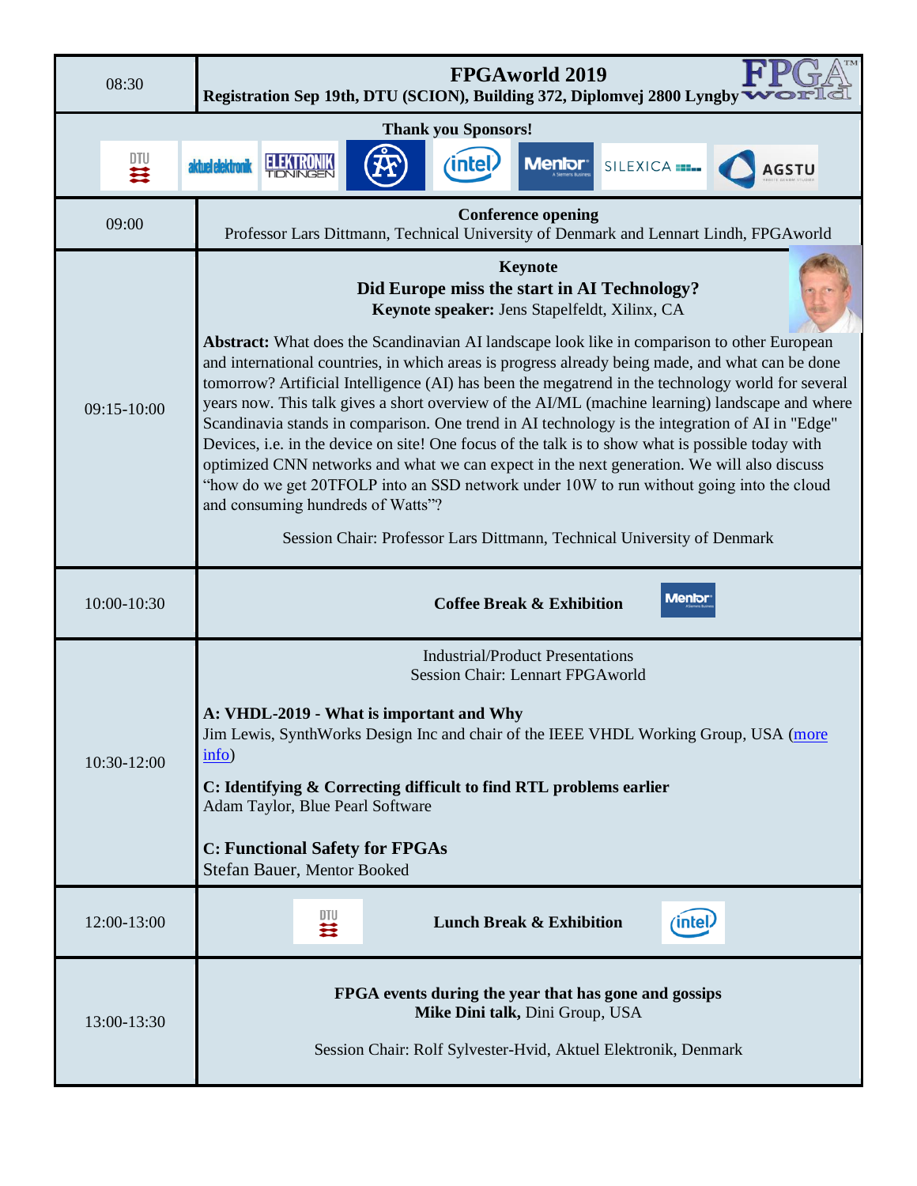| | |
|---|---|
| 08:30 | **FPGAworld 2019**<br>**Registration Sep 19th, DTU (SCION), Building 372, Diplomvej 2800 Lyngby** |
| | **Thank you Sponsors!**<br>DTU, aktuel elektronik, ELEKTRONIK TIDNINGEN, intel, Mentor, SILEXICA, AGSTU |
| 09:00 | **Conference opening**<br>Professor Lars Dittmann, Technical University of Denmark and Lennart Lindh, FPGAworld |
| 09:15-10:00 | **Keynote**<br>**Did Europe miss the start in AI Technology?**<br>**Keynote speaker:** Jens Stapelfeldt, Xilinx, CA<br><br>**Abstract:** What does the Scandinavian AI landscape look like in comparison to other European and international countries, in which areas is progress already being made, and what can be done tomorrow? Artificial Intelligence (AI) has been the megatrend in the technology world for several years now. This talk gives a short overview of the AI/ML (machine learning) landscape and where Scandinavia stands in comparison. One trend in AI technology is the integration of AI in "Edge" Devices, i.e. in the device on site! One focus of the talk is to show what is possible today with optimized CNN networks and what we can expect in the next generation. We will also discuss "how do we get 20TFOLP into an SSD network under 10W to run without going into the cloud and consuming hundreds of Watts"?<br><br>Session Chair: Professor Lars Dittmann, Technical University of Denmark |
| 10:00-10:30 | **Coffee Break & Exhibition** (Mentor) |
| 10:30-12:00 | Industrial/Product Presentations<br>Session Chair: Lennart FPGAworld<br><br>**A: VHDL-2019 - What is important and Why**<br>Jim Lewis, SynthWorks Design Inc and chair of the IEEE VHDL Working Group, USA (more info)<br><br>**C: Identifying & Correcting difficult to find RTL problems earlier**<br>Adam Taylor, Blue Pearl Software<br><br>**C: Functional Safety for FPGAs**<br>Stefan Bauer, Mentor Booked |
| 12:00-13:00 | (DTU) **Lunch Break & Exhibition** (intel) |
| 13:00-13:30 | **FPGA events during the year that has gone and gossips**<br>**Mike Dini talk,** Dini Group, USA<br><br>Session Chair: Rolf Sylvester-Hvid, Aktuel Elektronik, Denmark |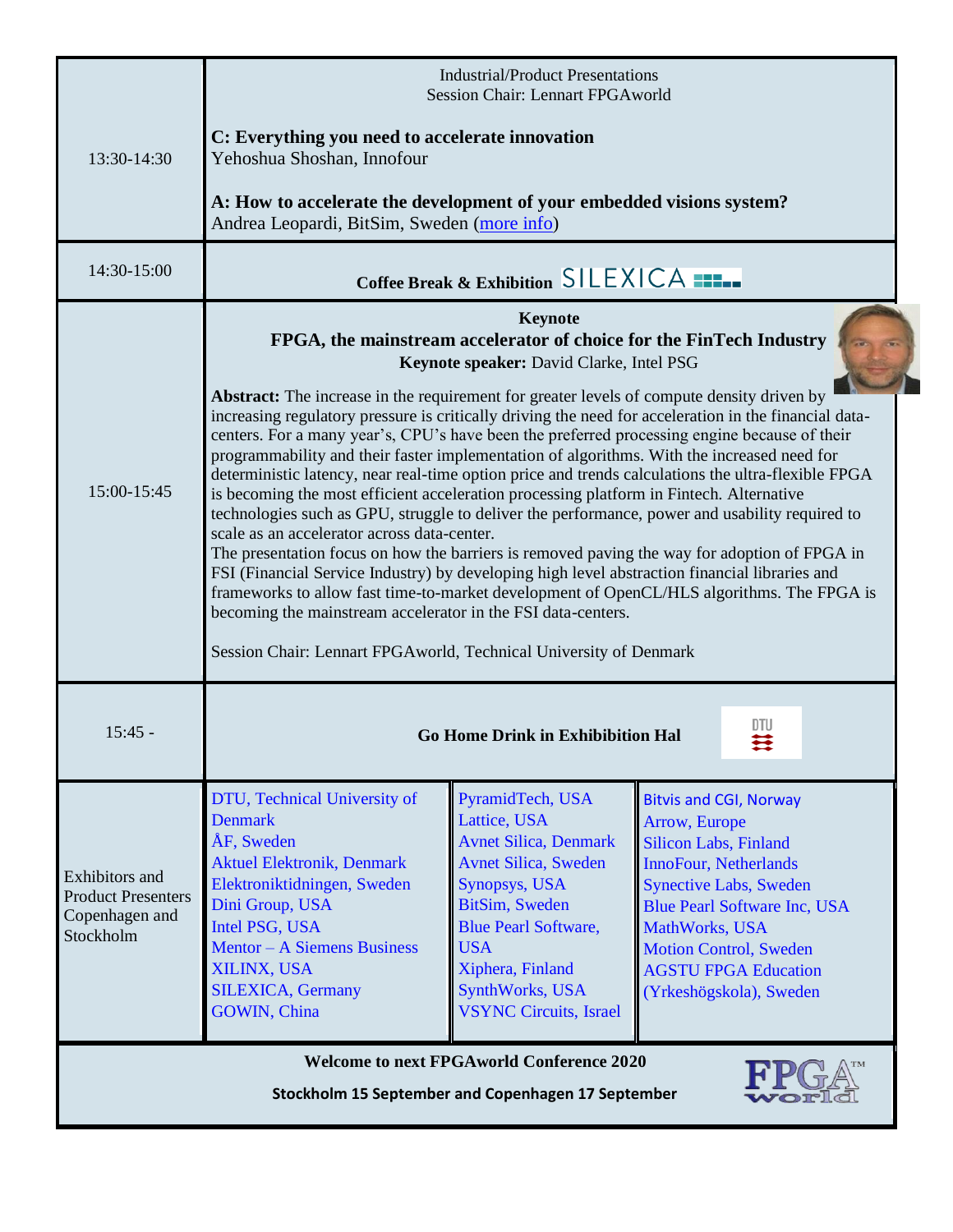| | |
|---|---|
| 13:30-14:30 | Industrial/Product Presentations<br>Session Chair: Lennart FPGAworld<br><br>**C: Everything you need to accelerate innovation**<br>Yehoshua Shoshan, Innofour<br><br>**A: How to accelerate the development of your embedded visions system?**<br>Andrea Leopardi, BitSim, Sweden (more info) |
| 14:30-15:00 | **Coffee Break & Exhibition** SILEXICA |
| 15:00-15:45 | **Keynote**<br>**FPGA, the mainstream accelerator of choice for the FinTech Industry**<br>**Keynote speaker:** David Clarke, Intel PSG<br><br>**Abstract:** The increase in the requirement for greater levels of compute density driven by increasing regulatory pressure is critically driving the need for acceleration in the financial data-centers. For a many year's, CPU's have been the preferred processing engine because of their programmability and their faster implementation of algorithms. With the increased need for deterministic latency, near real-time option price and trends calculations the ultra-flexible FPGA is becoming the most efficient acceleration processing platform in Fintech. Alternative technologies such as GPU, struggle to deliver the performance, power and usability required to scale as an accelerator across data-center.<br>The presentation focus on how the barriers is removed paving the way for adoption of FPGA in FSI (Financial Service Industry) by developing high level abstraction financial libraries and frameworks to allow fast time-to-market development of OpenCL/HLS algorithms. The FPGA is becoming the mainstream accelerator in the FSI data-centers.<br><br>Session Chair: Lennart FPGAworld, Technical University of Denmark |
| 15:45 - | **Go Home Drink in Exhibibition Hal** DTU |

| | | | |
|---|---|---|---|
| Exhibitors and Product Presenters Copenhagen and Stockholm | DTU, Technical University of Denmark<br>ÅF, Sweden<br>Aktuel Elektronik, Denmark<br>Elektroniktidningen, Sweden<br>Dini Group, USA<br>Intel PSG, USA<br>Mentor – A Siemens Business<br>XILINX, USA<br>SILEXICA, Germany<br>GOWIN, China | PyramidTech, USA<br>Lattice, USA<br>Avnet Silica, Denmark<br>Avnet Silica, Sweden<br>Synopsys, USA<br>BitSim, Sweden<br>Blue Pearl Software, USA<br>Xiphera, Finland<br>SynthWorks, USA<br>VSYNC Circuits, Israel | Bitvis and CGI, Norway<br>Arrow, Europe<br>Silicon Labs, Finland<br>InnoFour, Netherlands<br>Synective Labs, Sweden<br>Blue Pearl Software Inc, USA<br>MathWorks, USA<br>Motion Control, Sweden<br>AGSTU FPGA Education (Yrkeshögskola), Sweden |

**Welcome to next FPGAworld Conference 2020**

**Stockholm 15 September and Copenhagen 17 September**

FPGA™ world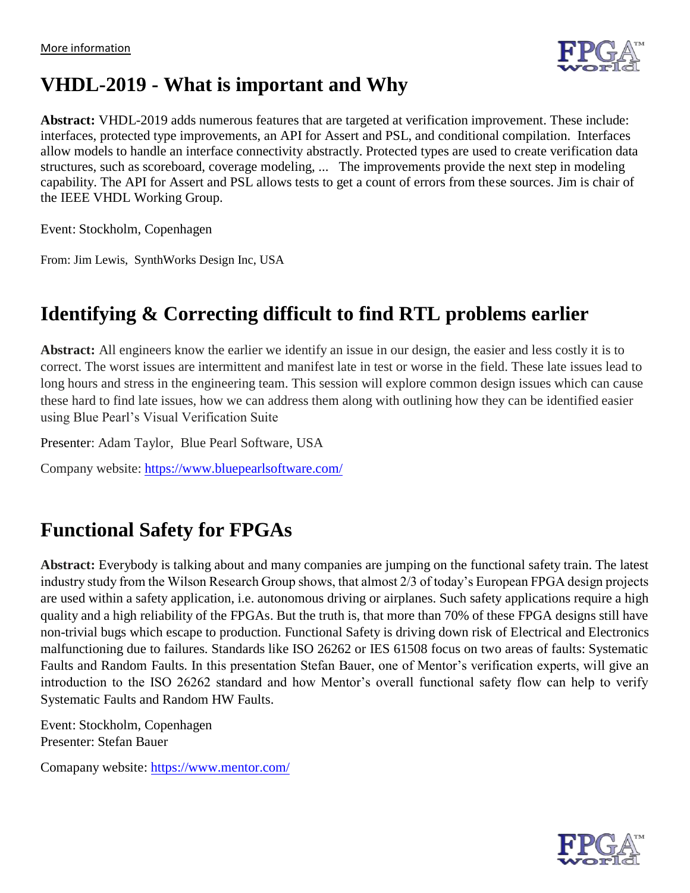More information

# VHDL-2019 - What is important and Why

**Abstract:** VHDL-2019 adds numerous features that are targeted at verification improvement. These include: interfaces, protected type improvements, an API for Assert and PSL, and conditional compilation. Interfaces allow models to handle an interface connectivity abstractly. Protected types are used to create verification data structures, such as scoreboard, coverage modeling, ... The improvements provide the next step in modeling capability. The API for Assert and PSL allows tests to get a count of errors from these sources. Jim is chair of the IEEE VHDL Working Group.

Event: Stockholm, Copenhagen

From: Jim Lewis, SynthWorks Design Inc, USA

# Identifying & Correcting difficult to find RTL problems earlier

**Abstract:** All engineers know the earlier we identify an issue in our design, the easier and less costly it is to correct. The worst issues are intermittent and manifest late in test or worse in the field. These late issues lead to long hours and stress in the engineering team. This session will explore common design issues which can cause these hard to find late issues, how we can address them along with outlining how they can be identified easier using Blue Pearl's Visual Verification Suite

Presenter: Adam Taylor, Blue Pearl Software, USA

Company website: https://www.bluepearlsoftware.com/

# Functional Safety for FPGAs

**Abstract:** Everybody is talking about and many companies are jumping on the functional safety train. The latest industry study from the Wilson Research Group shows, that almost 2/3 of today's European FPGA design projects are used within a safety application, i.e. autonomous driving or airplanes. Such safety applications require a high quality and a high reliability of the FPGAs. But the truth is, that more than 70% of these FPGA designs still have non-trivial bugs which escape to production. Functional Safety is driving down risk of Electrical and Electronics malfunctioning due to failures. Standards like ISO 26262 or IES 61508 focus on two areas of faults: Systematic Faults and Random Faults. In this presentation Stefan Bauer, one of Mentor's verification experts, will give an introduction to the ISO 26262 standard and how Mentor's overall functional safety flow can help to verify Systematic Faults and Random HW Faults.

Event: Stockholm, Copenhagen
Presenter: Stefan Bauer

Comapany website: https://www.mentor.com/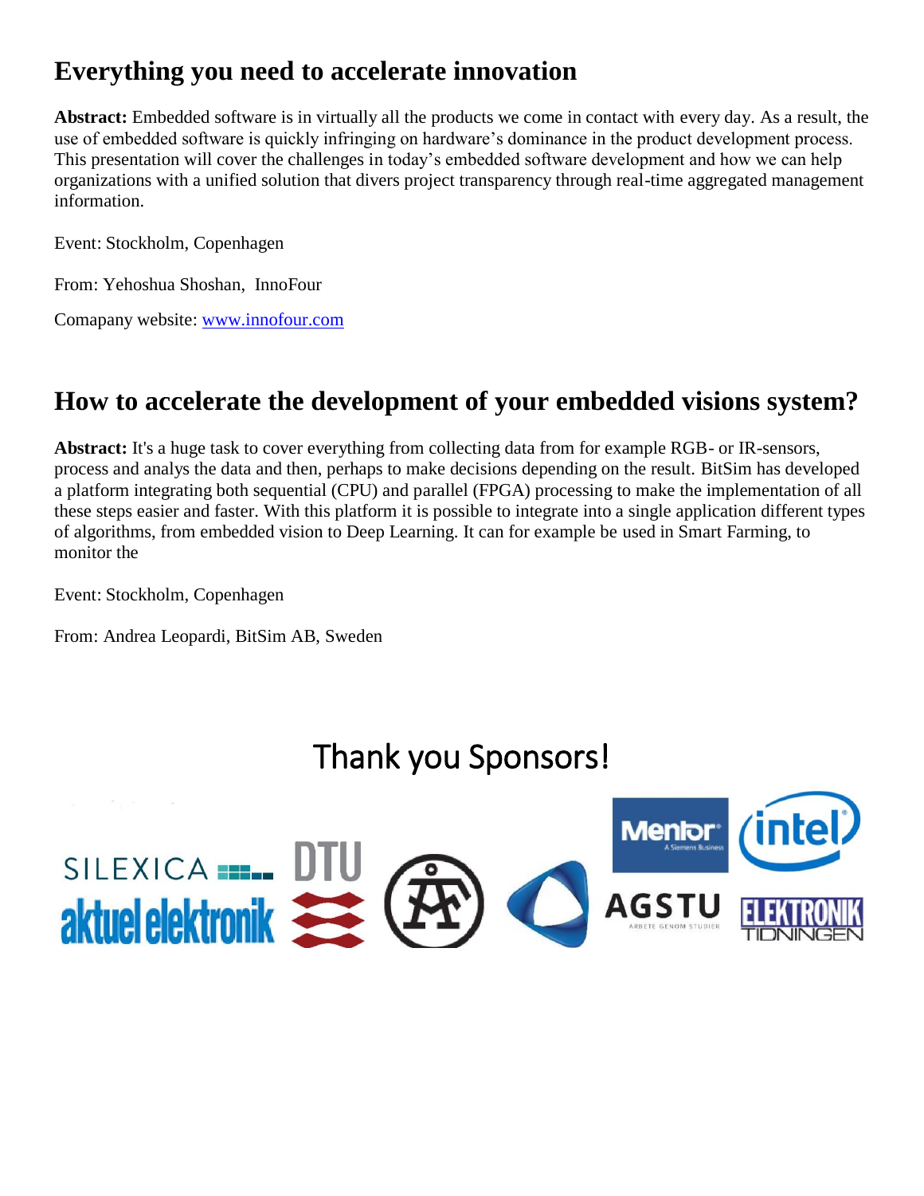## Everything you need to accelerate innovation

**Abstract:** Embedded software is in virtually all the products we come in contact with every day. As a result, the use of embedded software is quickly infringing on hardware's dominance in the product development process. This presentation will cover the challenges in today's embedded software development and how we can help organizations with a unified solution that divers project transparency through real-time aggregated management information.

Event: Stockholm, Copenhagen

From: Yehoshua Shoshan, InnoFour

Comapany website: [www.innofour.com](www.innofour.com)

## How to accelerate the development of your embedded visions system?

**Abstract:** It's a huge task to cover everything from collecting data from for example RGB- or IR-sensors, process and analys the data and then, perhaps to make decisions depending on the result. BitSim has developed a platform integrating both sequential (CPU) and parallel (FPGA) processing to make the implementation of all these steps easier and faster. With this platform it is possible to integrate into a single application different types of algorithms, from embedded vision to Deep Learning. It can for example be used in Smart Farming, to monitor the

Event: Stockholm, Copenhagen

From: Andrea Leopardi, BitSim AB, Sweden

## Thank you Sponsors!

SILEXICA

aktuel elektronik

DTU

Mentor A Siemens Business

intel

AGSTU ARBETE GENOM STUDIER

ELEKTRONIK TIDNINGEN